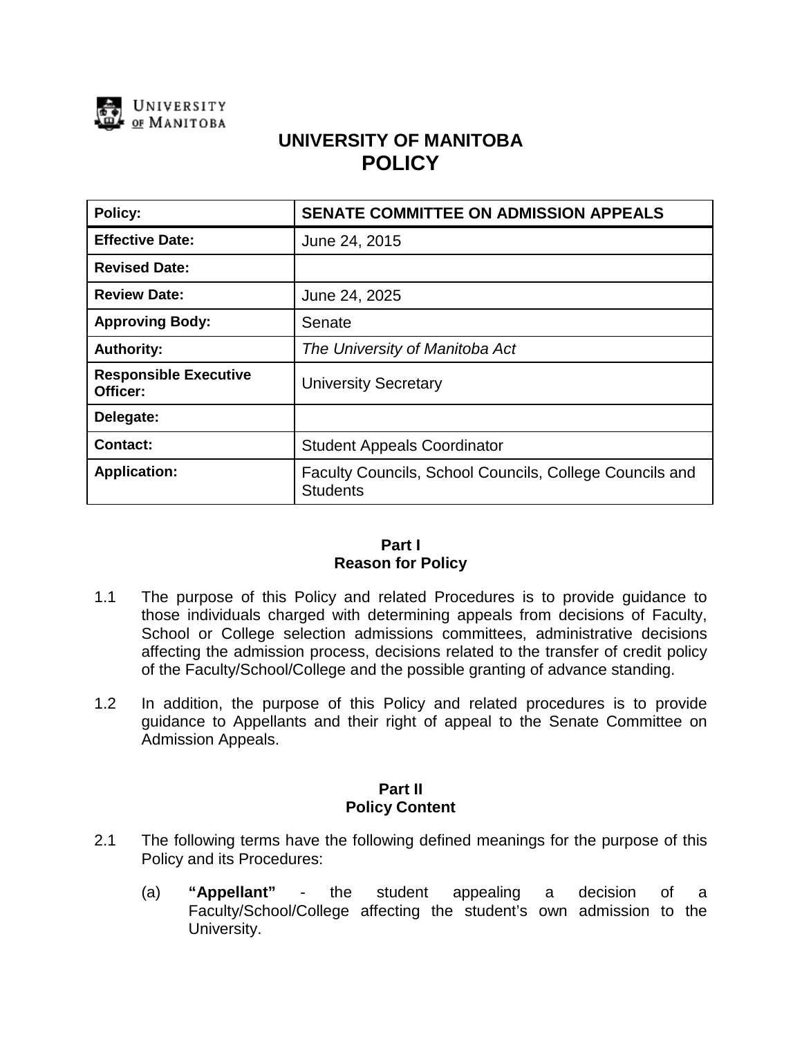# UNIVERSITY OF MANITOBA
# POLICY

| **Policy:** | **SENATE COMMITTEE ON ADMISSION APPEALS** |
|---|---|
| **Effective Date:** | June 24, 2015 |
| **Revised Date:** | |
| **Review Date:** | June 24, 2025 |
| **Approving Body:** | Senate |
| **Authority:** | *The University of Manitoba Act* |
| **Responsible Executive Officer:** | University Secretary |
| **Delegate:** | |
| **Contact:** | Student Appeals Coordinator |
| **Application:** | Faculty Councils, School Councils, College Councils and Students |

## Part I
## Reason for Policy

1.1 The purpose of this Policy and related Procedures is to provide guidance to those individuals charged with determining appeals from decisions of Faculty, School or College selection admissions committees, administrative decisions affecting the admission process, decisions related to the transfer of credit policy of the Faculty/School/College and the possible granting of advance standing.

1.2 In addition, the purpose of this Policy and related procedures is to provide guidance to Appellants and their right of appeal to the Senate Committee on Admission Appeals.

## Part II
## Policy Content

2.1 The following terms have the following defined meanings for the purpose of this Policy and its Procedures:

(a) **"Appellant"** - the student appealing a decision of a Faculty/School/College affecting the student's own admission to the University.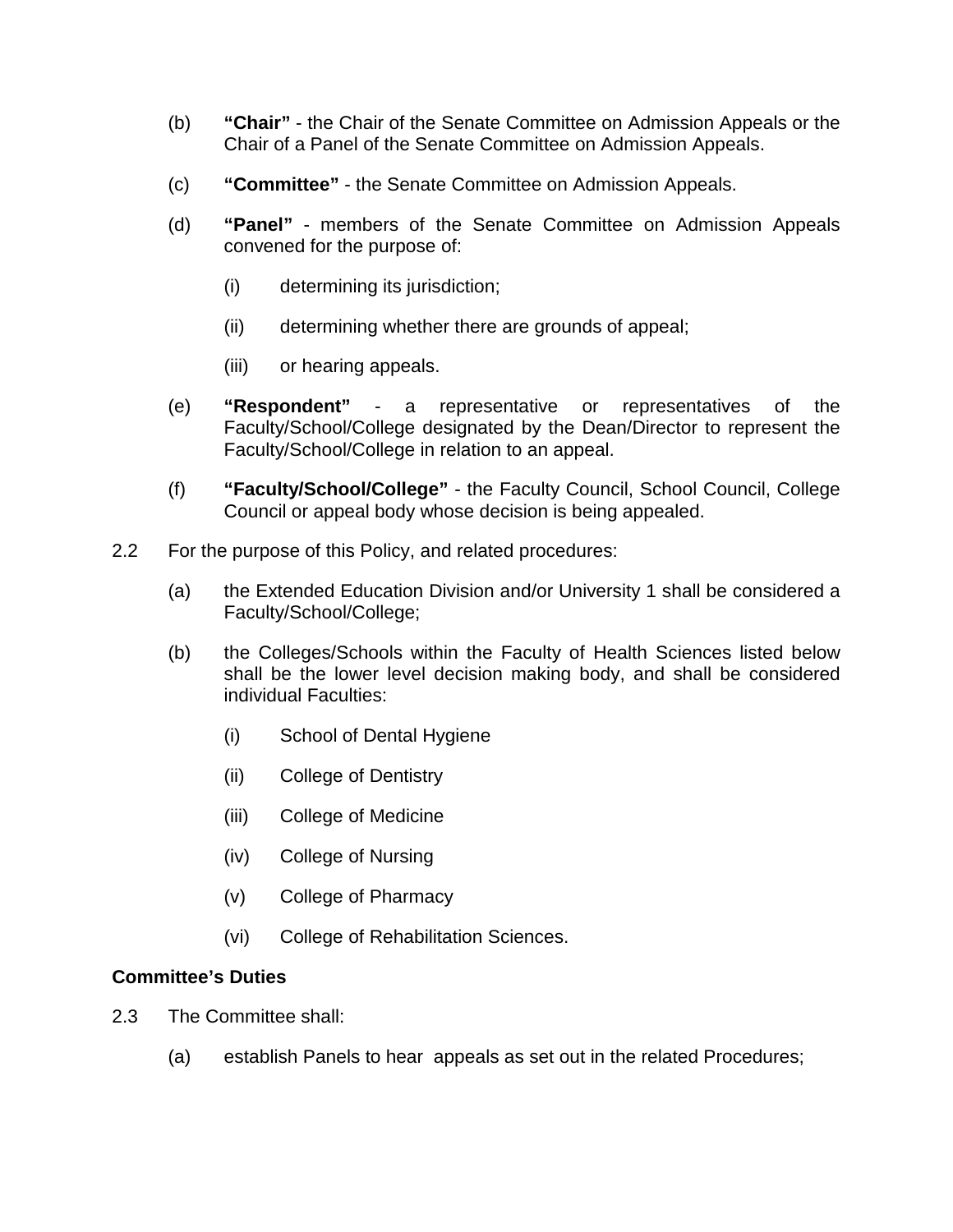(b) **"Chair"** - the Chair of the Senate Committee on Admission Appeals or the Chair of a Panel of the Senate Committee on Admission Appeals.

(c) **"Committee"** - the Senate Committee on Admission Appeals.

(d) **"Panel"** - members of the Senate Committee on Admission Appeals convened for the purpose of:

(i) determining its jurisdiction;

(ii) determining whether there are grounds of appeal;

(iii) or hearing appeals.

(e) **"Respondent"** - a representative or representatives of the Faculty/School/College designated by the Dean/Director to represent the Faculty/School/College in relation to an appeal.

(f) **"Faculty/School/College"** - the Faculty Council, School Council, College Council or appeal body whose decision is being appealed.

2.2 For the purpose of this Policy, and related procedures:

(a) the Extended Education Division and/or University 1 shall be considered a Faculty/School/College;

(b) the Colleges/Schools within the Faculty of Health Sciences listed below shall be the lower level decision making body, and shall be considered individual Faculties:

(i) School of Dental Hygiene

(ii) College of Dentistry

(iii) College of Medicine

(iv) College of Nursing

(v) College of Pharmacy

(vi) College of Rehabilitation Sciences.

**Committee's Duties**

2.3 The Committee shall:

(a) establish Panels to hear appeals as set out in the related Procedures;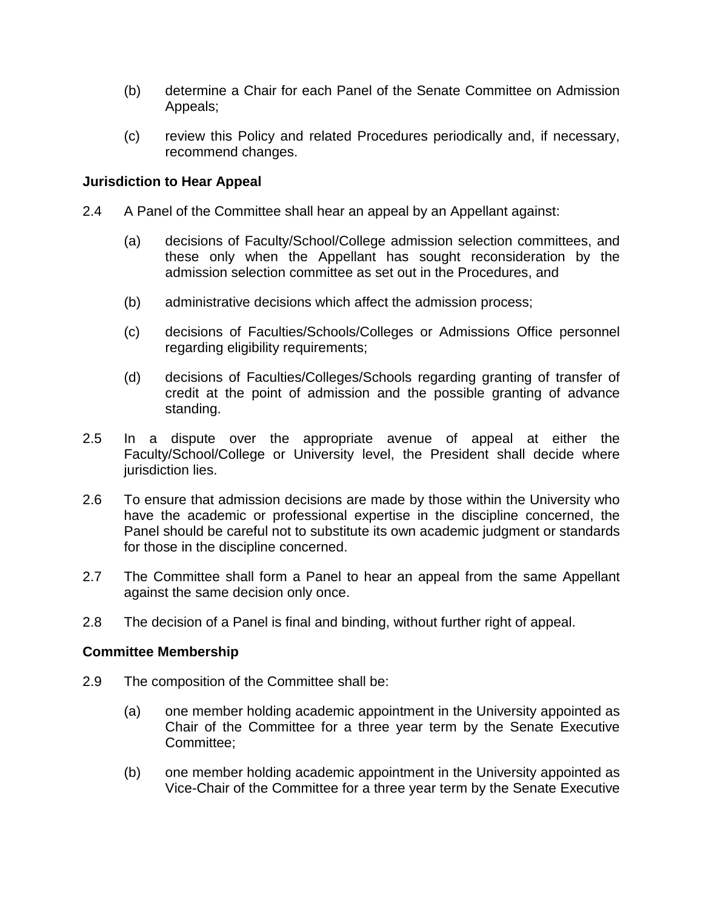(b) determine a Chair for each Panel of the Senate Committee on Admission Appeals;

(c) review this Policy and related Procedures periodically and, if necessary, recommend changes.

**Jurisdiction to Hear Appeal**

2.4 A Panel of the Committee shall hear an appeal by an Appellant against:

(a) decisions of Faculty/School/College admission selection committees, and these only when the Appellant has sought reconsideration by the admission selection committee as set out in the Procedures, and

(b) administrative decisions which affect the admission process;

(c) decisions of Faculties/Schools/Colleges or Admissions Office personnel regarding eligibility requirements;

(d) decisions of Faculties/Colleges/Schools regarding granting of transfer of credit at the point of admission and the possible granting of advance standing.

2.5 In a dispute over the appropriate avenue of appeal at either the Faculty/School/College or University level, the President shall decide where jurisdiction lies.

2.6 To ensure that admission decisions are made by those within the University who have the academic or professional expertise in the discipline concerned, the Panel should be careful not to substitute its own academic judgment or standards for those in the discipline concerned.

2.7 The Committee shall form a Panel to hear an appeal from the same Appellant against the same decision only once.

2.8 The decision of a Panel is final and binding, without further right of appeal.

**Committee Membership**

2.9 The composition of the Committee shall be:

(a) one member holding academic appointment in the University appointed as Chair of the Committee for a three year term by the Senate Executive Committee;

(b) one member holding academic appointment in the University appointed as Vice-Chair of the Committee for a three year term by the Senate Executive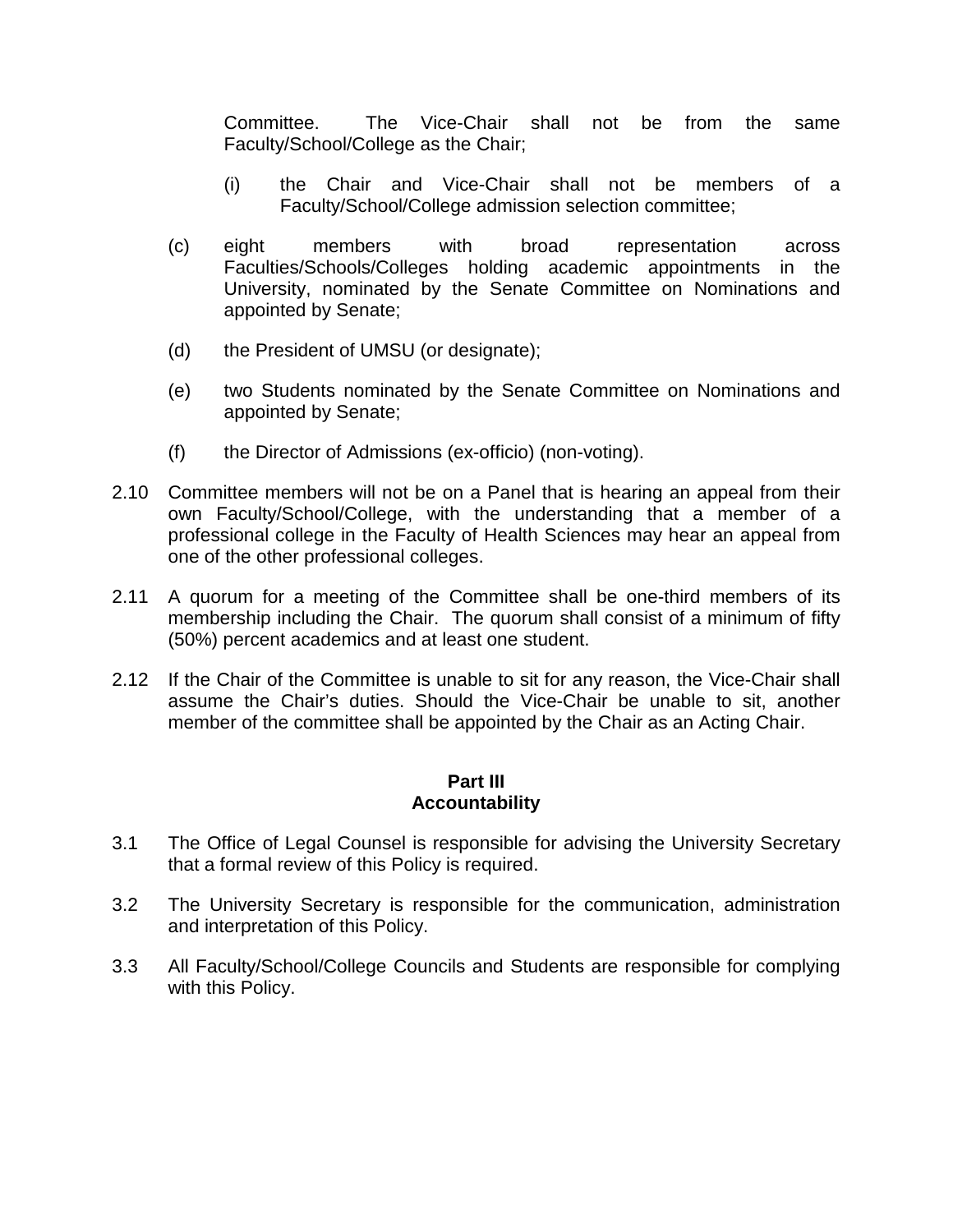Committee. The Vice-Chair shall not be from the same Faculty/School/College as the Chair;

(i) the Chair and Vice-Chair shall not be members of a Faculty/School/College admission selection committee;

(c) eight members with broad representation across Faculties/Schools/Colleges holding academic appointments in the University, nominated by the Senate Committee on Nominations and appointed by Senate;

(d) the President of UMSU (or designate);

(e) two Students nominated by the Senate Committee on Nominations and appointed by Senate;

(f) the Director of Admissions (ex-officio) (non-voting).

2.10 Committee members will not be on a Panel that is hearing an appeal from their own Faculty/School/College, with the understanding that a member of a professional college in the Faculty of Health Sciences may hear an appeal from one of the other professional colleges.

2.11 A quorum for a meeting of the Committee shall be one-third members of its membership including the Chair. The quorum shall consist of a minimum of fifty (50%) percent academics and at least one student.

2.12 If the Chair of the Committee is unable to sit for any reason, the Vice-Chair shall assume the Chair's duties. Should the Vice-Chair be unable to sit, another member of the committee shall be appointed by the Chair as an Acting Chair.

## Part III
## Accountability

3.1 The Office of Legal Counsel is responsible for advising the University Secretary that a formal review of this Policy is required.

3.2 The University Secretary is responsible for the communication, administration and interpretation of this Policy.

3.3 All Faculty/School/College Councils and Students are responsible for complying with this Policy.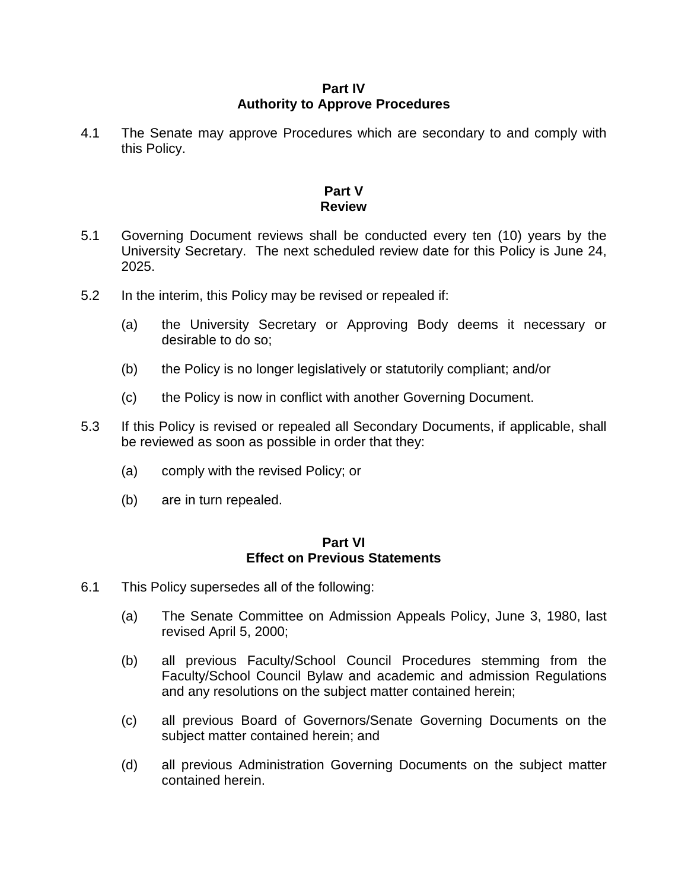## Part IV
## Authority to Approve Procedures

4.1 The Senate may approve Procedures which are secondary to and comply with this Policy.

## Part V
## Review

5.1 Governing Document reviews shall be conducted every ten (10) years by the University Secretary. The next scheduled review date for this Policy is June 24, 2025.

5.2 In the interim, this Policy may be revised or repealed if:

(a) the University Secretary or Approving Body deems it necessary or desirable to do so;

(b) the Policy is no longer legislatively or statutorily compliant; and/or

(c) the Policy is now in conflict with another Governing Document.

5.3 If this Policy is revised or repealed all Secondary Documents, if applicable, shall be reviewed as soon as possible in order that they:

(a) comply with the revised Policy; or

(b) are in turn repealed.

## Part VI
## Effect on Previous Statements

6.1 This Policy supersedes all of the following:

(a) The Senate Committee on Admission Appeals Policy, June 3, 1980, last revised April 5, 2000;

(b) all previous Faculty/School Council Procedures stemming from the Faculty/School Council Bylaw and academic and admission Regulations and any resolutions on the subject matter contained herein;

(c) all previous Board of Governors/Senate Governing Documents on the subject matter contained herein; and

(d) all previous Administration Governing Documents on the subject matter contained herein.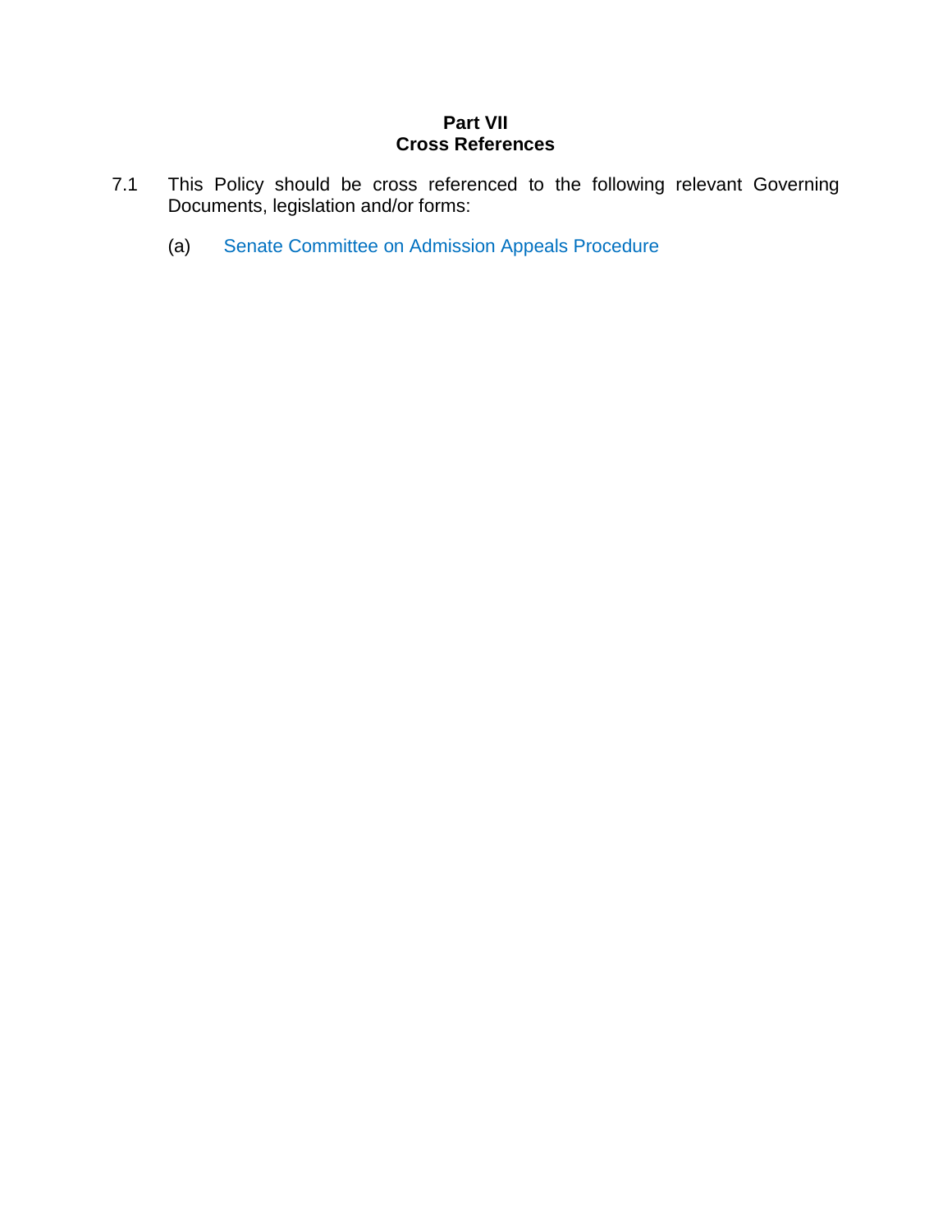## Part VII
## Cross References

7.1 This Policy should be cross referenced to the following relevant Governing Documents, legislation and/or forms:

(a) Senate Committee on Admission Appeals Procedure